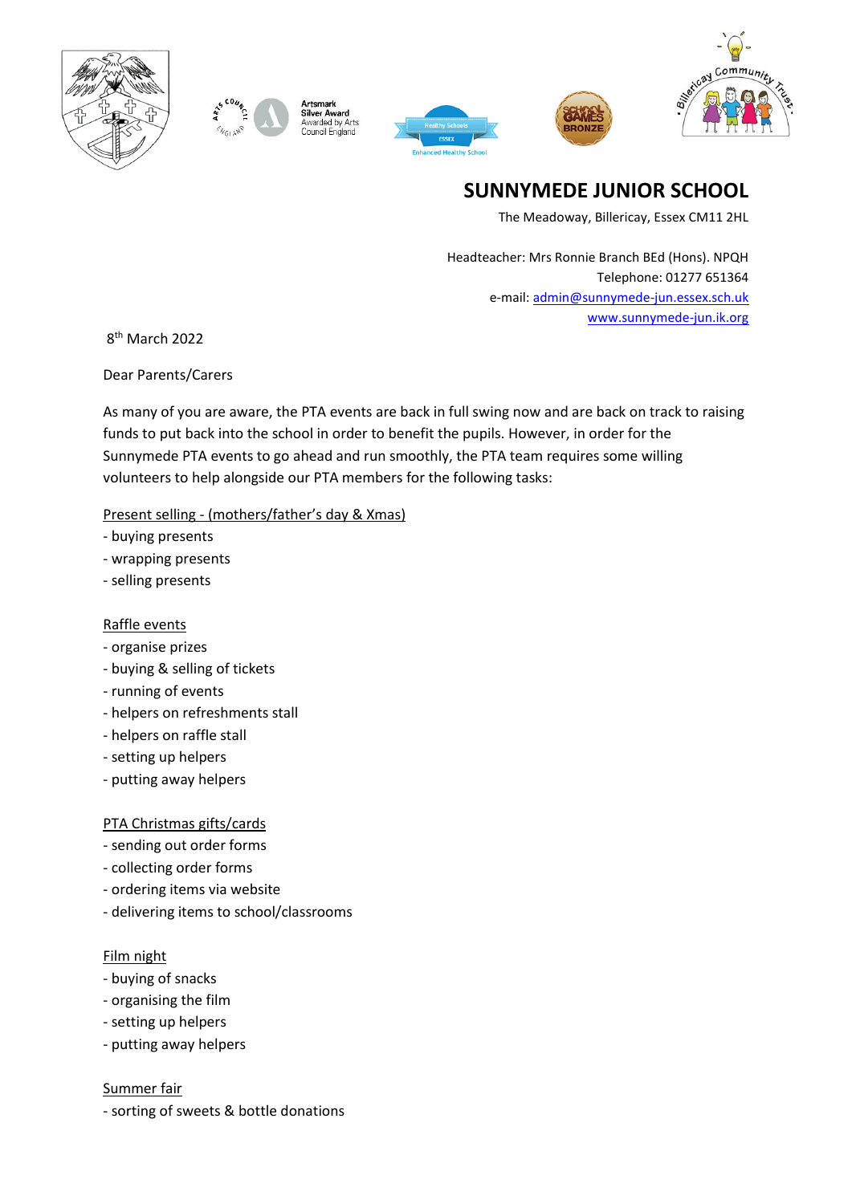# SUNNYMEDE JUNIOR SCHOOL

The Meadoway, Billericay, Essex CM11 2HL

Headteacher: Mrs Ronnie Branch BEd (Hons). NPQH
Telephone: 01277 651364
e-mail: admin@sunnymede-jun.essex.sch.uk
www.sunnymede-jun.ik.org

8th March 2022

Dear Parents/Carers

As many of you are aware, the PTA events are back in full swing now and are back on track to raising funds to put back into the school in order to benefit the pupils. However, in order for the Sunnymede PTA events to go ahead and run smoothly, the PTA team requires some willing volunteers to help alongside our PTA members for the following tasks:

Present selling - (mothers/father's day & Xmas)
- buying presents
- wrapping presents
- selling presents

Raffle events
- organise prizes
- buying & selling of tickets
- running of events
- helpers on refreshments stall
- helpers on raffle stall
- setting up helpers
- putting away helpers

PTA Christmas gifts/cards
- sending out order forms
- collecting order forms
- ordering items via website
- delivering items to school/classrooms

Film night
- buying of snacks
- organising the film
- setting up helpers
- putting away helpers

Summer fair
- sorting of sweets & bottle donations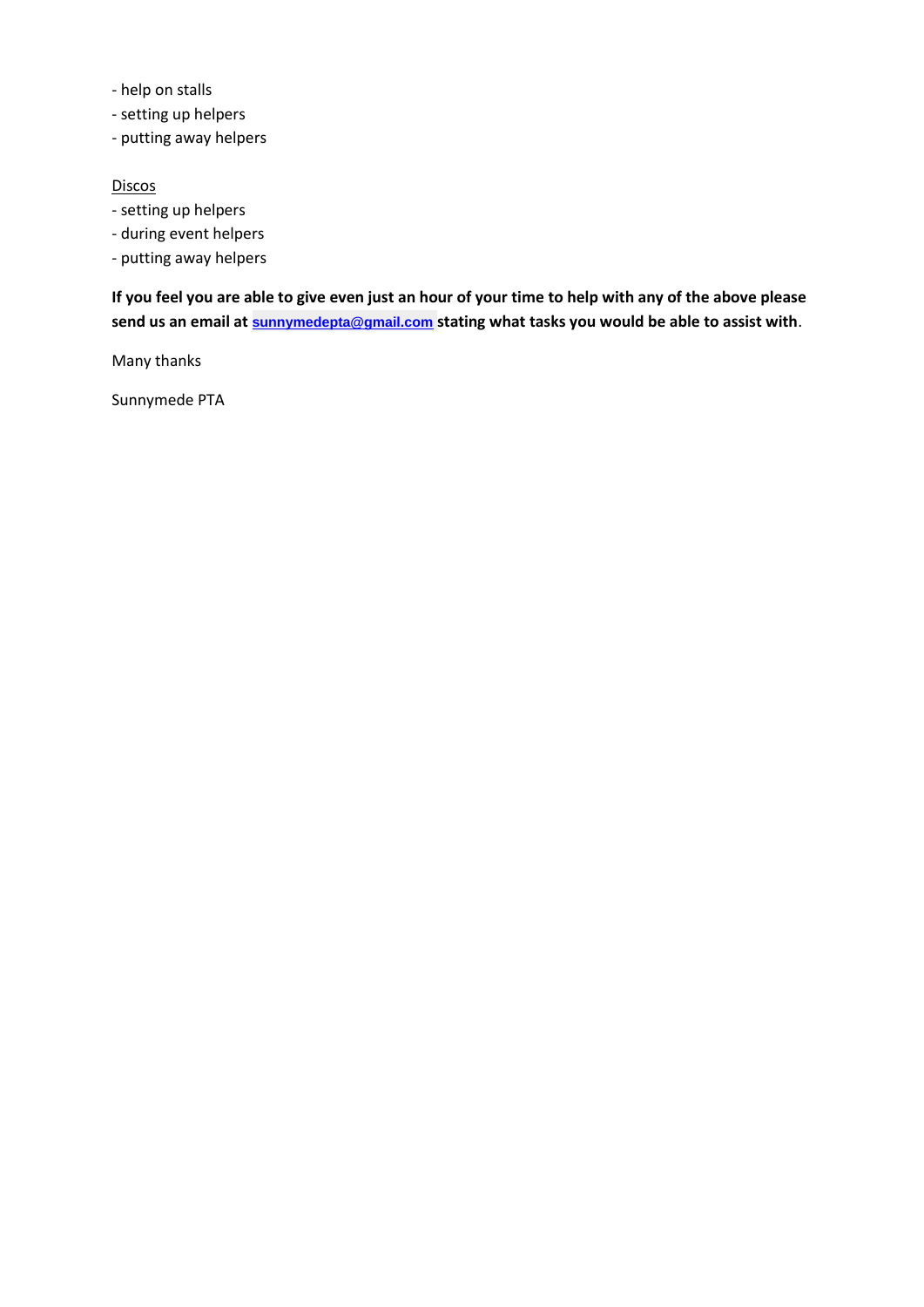- help on stalls
- setting up helpers
- putting away helpers

Discos
- setting up helpers
- during event helpers
- putting away helpers

**If you feel you are able to give even just an hour of your time to help with any of the above please send us an email at sunnymedepta@gmail.com stating what tasks you would be able to assist with.**

Many thanks

Sunnymede PTA